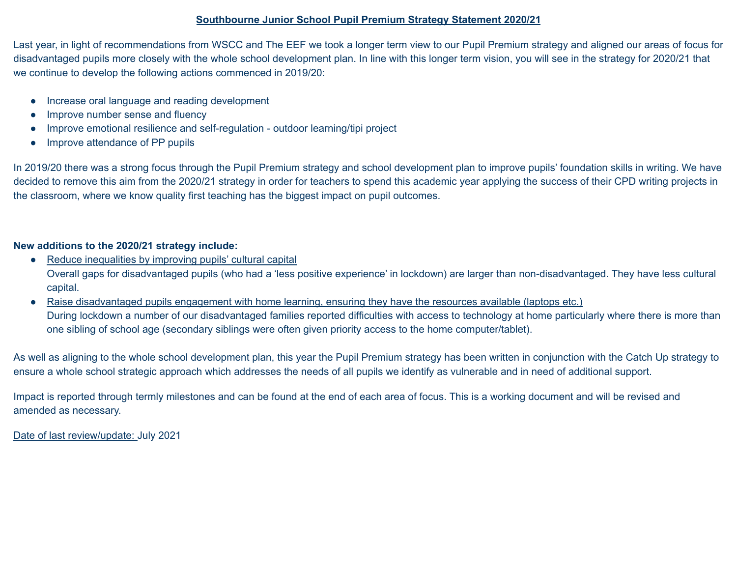# Southbourne Junior School Pupil Premium Strategy Statement 2020/21

Last year, in light of recommendations from WSCC and The EEF we took a longer term view to our Pupil Premium strategy and aligned our areas of focus for disadvantaged pupils more closely with the whole school development plan. In line with this longer term vision, you will see in the strategy for 2020/21 that we continue to develop the following actions commenced in 2019/20:

- Increase oral language and reading development
- Improve number sense and fluency
- Improve emotional resilience and self-regulation - outdoor learning/tipi project
- Improve attendance of PP pupils

In 2019/20 there was a strong focus through the Pupil Premium strategy and school development plan to improve pupils' foundation skills in writing. We have decided to remove this aim from the 2020/21 strategy in order for teachers to spend this academic year applying the success of their CPD writing projects in the classroom, where we know quality first teaching has the biggest impact on pupil outcomes.

**New additions to the 2020/21 strategy include:**

- Reduce inequalities by improving pupils' cultural capital
  Overall gaps for disadvantaged pupils (who had a 'less positive experience' in lockdown) are larger than non-disadvantaged. They have less cultural capital.
- Raise disadvantaged pupils engagement with home learning, ensuring they have the resources available (laptops etc.)
  During lockdown a number of our disadvantaged families reported difficulties with access to technology at home particularly where there is more than one sibling of school age (secondary siblings were often given priority access to the home computer/tablet).

As well as aligning to the whole school development plan, this year the Pupil Premium strategy has been written in conjunction with the Catch Up strategy to ensure a whole school strategic approach which addresses the needs of all pupils we identify as vulnerable and in need of additional support.

Impact is reported through termly milestones and can be found at the end of each area of focus. This is a working document and will be revised and amended as necessary.

Date of last review/update: July 2021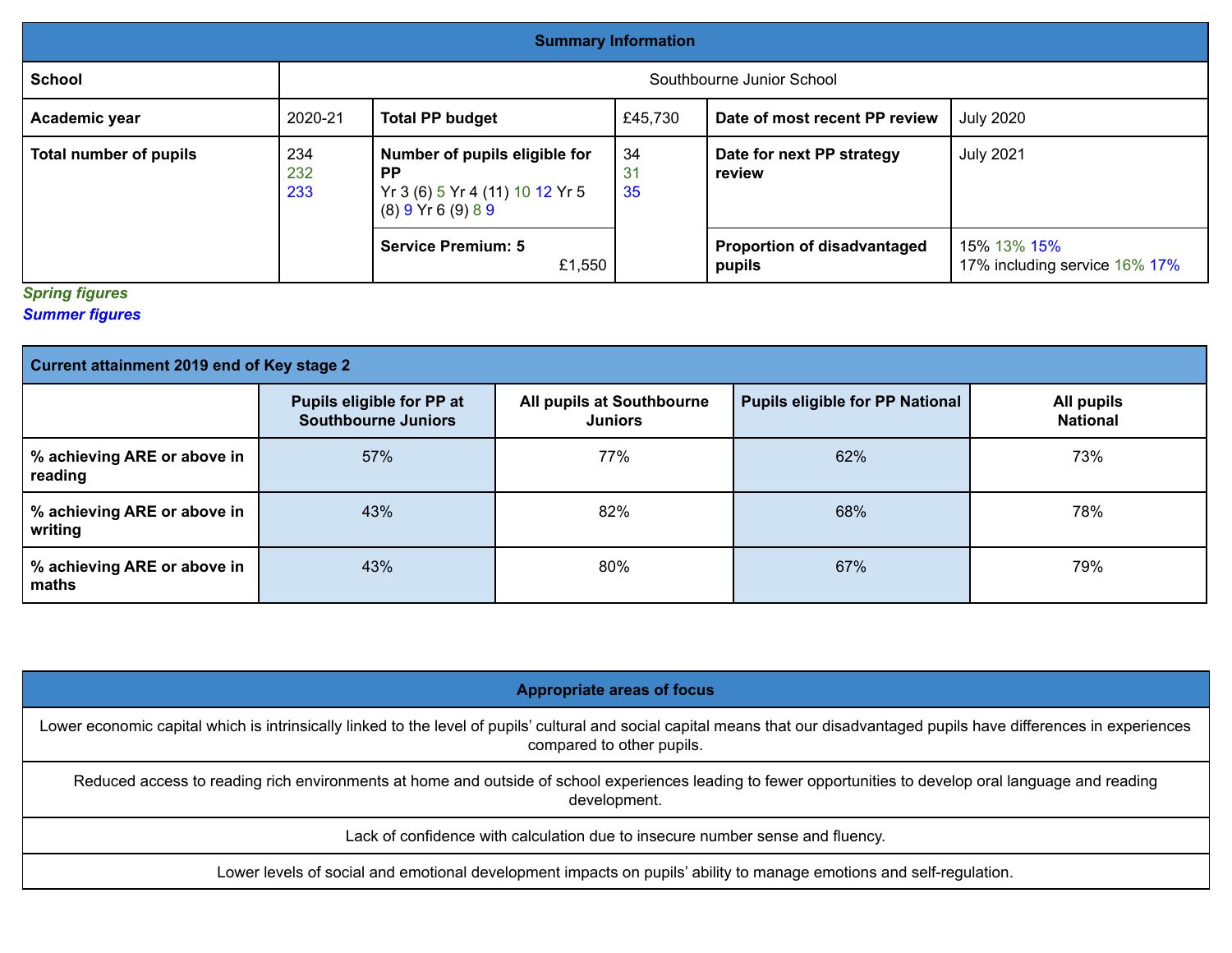## Summary Information

| | | | | | |
|---|---|---|---|---|---|
| **School** | Southbourne Junior School | | | | |
| **Academic year** | 2020-21 | **Total PP budget** | £45,730 | **Date of most recent PP review** | July 2020 |
| **Total number of pupils** | 234 232 233 | **Number of pupils eligible for PP** Yr 3 (6) 5 Yr 4 (11) 10 12 Yr 5 (8) 9 Yr 6 (9) 8 9 | 34 31 35 | **Date for next PP strategy review** | July 2021 |
| | | **Service Premium: 5** £1,550 | | **Proportion of disadvantaged pupils** | 15% 13% 15% 17% including service 16% 17% |

***Spring figures***
***Summer figures***

| **Current attainment 2019 end of Key stage 2** | | | | |
|---|---|---|---|---|
| | **Pupils eligible for PP at Southbourne Juniors** | **All pupils at Southbourne Juniors** | **Pupils eligible for PP National** | **All pupils National** |
| **% achieving ARE or above in reading** | 57% | 77% | 62% | 73% |
| **% achieving ARE or above in writing** | 43% | 82% | 68% | 78% |
| **% achieving ARE or above in maths** | 43% | 80% | 67% | 79% |

| **Appropriate areas of focus** |
|---|
| Lower economic capital which is intrinsically linked to the level of pupils' cultural and social capital means that our disadvantaged pupils have differences in experiences compared to other pupils. |
| Reduced access to reading rich environments at home and outside of school experiences leading to fewer opportunities to develop oral language and reading development. |
| Lack of confidence with calculation due to insecure number sense and fluency. |
| Lower levels of social and emotional development impacts on pupils' ability to manage emotions and self-regulation. |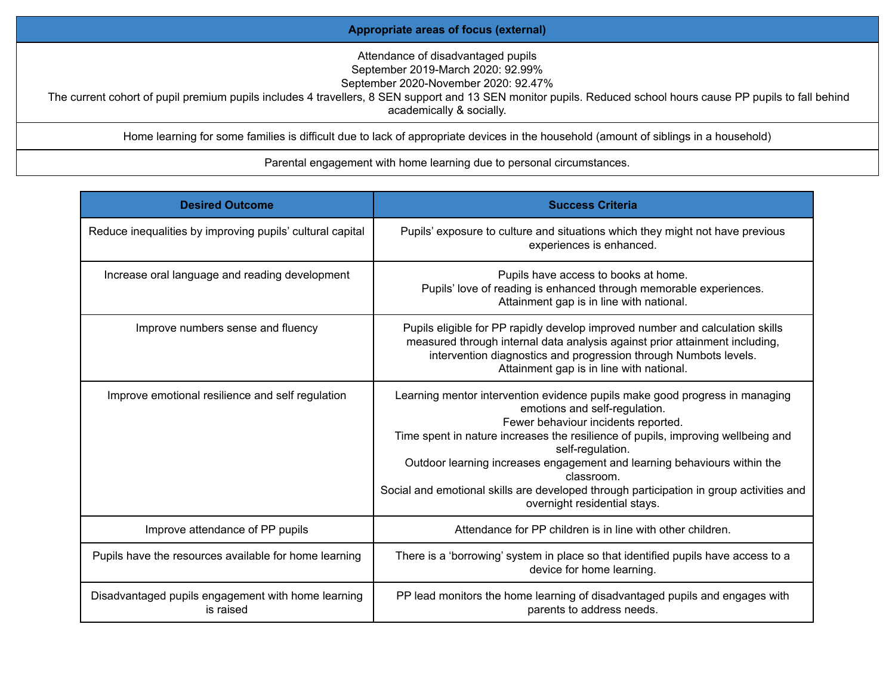| Appropriate areas of focus (external) |
|---|
| Attendance of disadvantaged pupils<br>September 2019-March 2020: 92.99%<br>September 2020-November 2020: 92.47%<br>The current cohort of pupil premium pupils includes 4 travellers, 8 SEN support and 13 SEN monitor pupils. Reduced school hours cause PP pupils to fall behind academically & socially. |
| Home learning for some families is difficult due to lack of appropriate devices in the household (amount of siblings in a household) |
| Parental engagement with home learning due to personal circumstances. |

| Desired Outcome | Success Criteria |
|---|---|
| Reduce inequalities by improving pupils' cultural capital | Pupils' exposure to culture and situations which they might not have previous experiences is enhanced. |
| Increase oral language and reading development | Pupils have access to books at home.<br>Pupils' love of reading is enhanced through memorable experiences.<br>Attainment gap is in line with national. |
| Improve numbers sense and fluency | Pupils eligible for PP rapidly develop improved number and calculation skills measured through internal data analysis against prior attainment including, intervention diagnostics and progression through Numbots levels.<br>Attainment gap is in line with national. |
| Improve emotional resilience and self regulation | Learning mentor intervention evidence pupils make good progress in managing emotions and self-regulation.<br>Fewer behaviour incidents reported.<br>Time spent in nature increases the resilience of pupils, improving wellbeing and self-regulation.<br>Outdoor learning increases engagement and learning behaviours within the classroom.<br>Social and emotional skills are developed through participation in group activities and overnight residential stays. |
| Improve attendance of PP pupils | Attendance for PP children is in line with other children. |
| Pupils have the resources available for home learning | There is a 'borrowing' system in place so that identified pupils have access to a device for home learning. |
| Disadvantaged pupils engagement with home learning is raised | PP lead monitors the home learning of disadvantaged pupils and engages with parents to address needs. |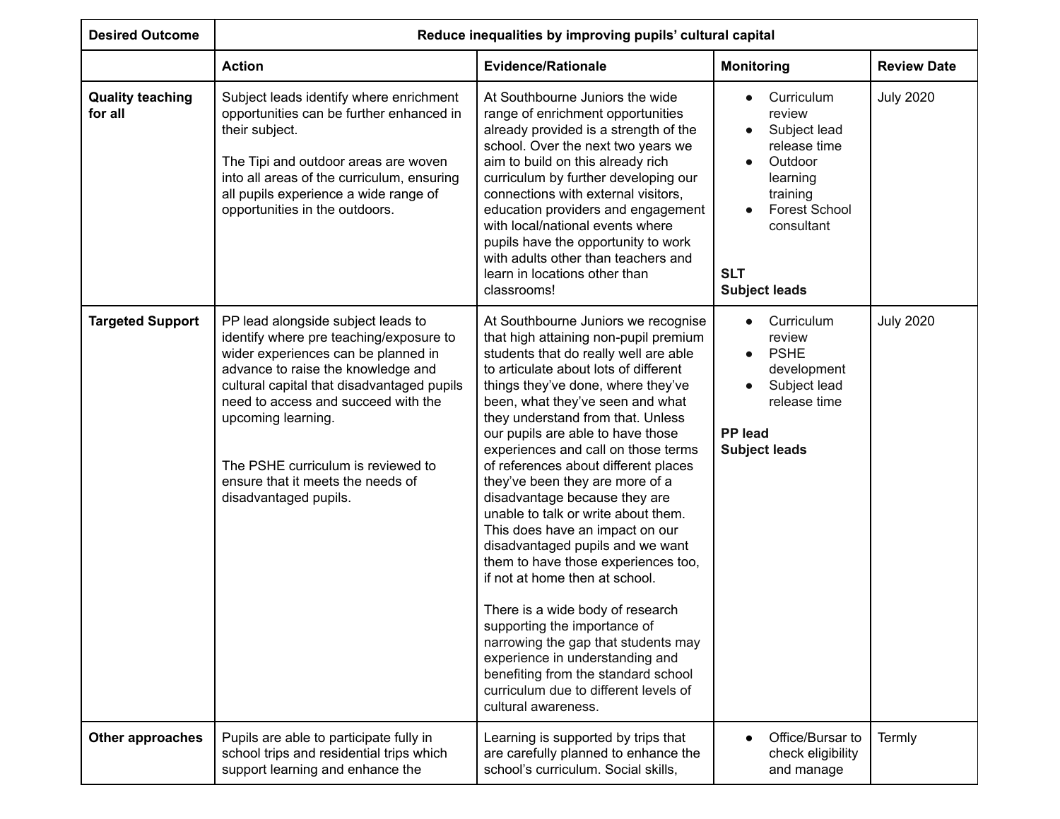| **Desired Outcome** | **Reduce inequalities by improving pupils' cultural capital** | | | |
|---|---|---|---|---|
| | **Action** | **Evidence/Rationale** | **Monitoring** | **Review Date** |
| **Quality teaching for all** | Subject leads identify where enrichment opportunities can be further enhanced in their subject.<br><br>The Tipi and outdoor areas are woven into all areas of the curriculum, ensuring all pupils experience a wide range of opportunities in the outdoors. | At Southbourne Juniors the wide range of enrichment opportunities already provided is a strength of the school. Over the next two years we aim to build on this already rich curriculum by further developing our connections with external visitors, education providers and engagement with local/national events where pupils have the opportunity to work with adults other than teachers and learn in locations other than classrooms! | • Curriculum review<br>• Subject lead release time<br>• Outdoor learning training<br>• Forest School consultant<br><br>**SLT**<br>**Subject leads** | July 2020 |
| **Targeted Support** | PP lead alongside subject leads to identify where pre teaching/exposure to wider experiences can be planned in advance to raise the knowledge and cultural capital that disadvantaged pupils need to access and succeed with the upcoming learning.<br><br>The PSHE curriculum is reviewed to ensure that it meets the needs of disadvantaged pupils. | At Southbourne Juniors we recognise that high attaining non-pupil premium students that do really well are able to articulate about lots of different things they've done, where they've been, what they've seen and what they understand from that. Unless our pupils are able to have those experiences and call on those terms of references about different places they've been they are more of a disadvantage because they are unable to talk or write about them. This does have an impact on our disadvantaged pupils and we want them to have those experiences too, if not at home then at school.<br><br>There is a wide body of research supporting the importance of narrowing the gap that students may experience in understanding and benefiting from the standard school curriculum due to different levels of cultural awareness. | • Curriculum review<br>• PSHE development<br>• Subject lead release time<br><br>**PP lead**<br>**Subject leads** | July 2020 |
| **Other approaches** | Pupils are able to participate fully in school trips and residential trips which support learning and enhance the | Learning is supported by trips that are carefully planned to enhance the school's curriculum. Social skills, | • Office/Bursar to check eligibility and manage | Termly |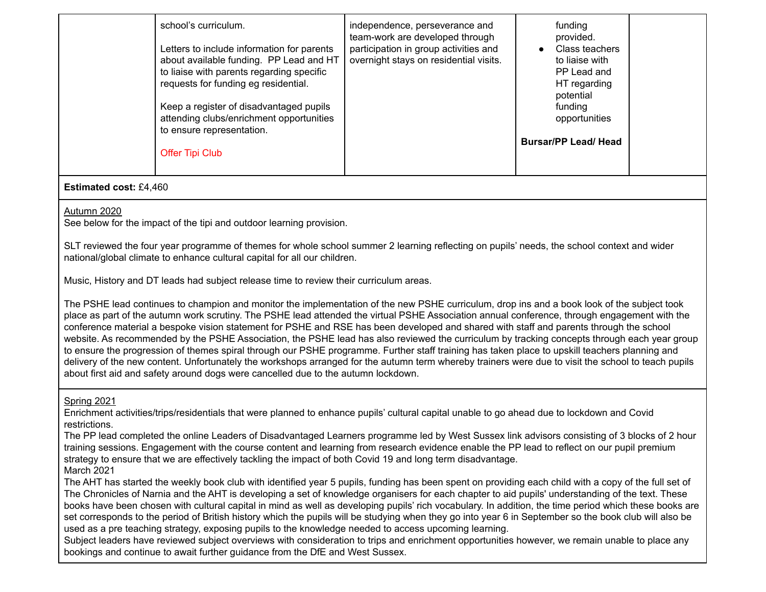| | | | | |
|---|---|---|---|---|
| | school's curriculum.<br><br>Letters to include information for parents about available funding. PP Lead and HT to liaise with parents regarding specific requests for funding eg residential.<br><br>Keep a register of disadvantaged pupils attending clubs/enrichment opportunities to ensure representation.<br><br>Offer Tipi Club | independence, perseverance and team-work are developed through participation in group activities and overnight stays on residential visits. | funding provided.<br>• Class teachers to liaise with PP Lead and HT regarding potential funding opportunities<br><br>**Bursar/PP Lead/ Head** | |

**Estimated cost:** £4,460

<u>Autumn 2020</u>
See below for the impact of the tipi and outdoor learning provision.

SLT reviewed the four year programme of themes for whole school summer 2 learning reflecting on pupils' needs, the school context and wider national/global climate to enhance cultural capital for all our children.

Music, History and DT leads had subject release time to review their curriculum areas.

The PSHE lead continues to champion and monitor the implementation of the new PSHE curriculum, drop ins and a book look of the subject took place as part of the autumn work scrutiny. The PSHE lead attended the virtual PSHE Association annual conference, through engagement with the conference material a bespoke vision statement for PSHE and RSE has been developed and shared with staff and parents through the school website. As recommended by the PSHE Association, the PSHE lead has also reviewed the curriculum by tracking concepts through each year group to ensure the progression of themes spiral through our PSHE programme. Further staff training has taken place to upskill teachers planning and delivery of the new content. Unfortunately the workshops arranged for the autumn term whereby trainers were due to visit the school to teach pupils about first aid and safety around dogs were cancelled due to the autumn lockdown.

<u>Spring 2021</u>
Enrichment activities/trips/residentials that were planned to enhance pupils' cultural capital unable to go ahead due to lockdown and Covid restrictions.
The PP lead completed the online Leaders of Disadvantaged Learners programme led by West Sussex link advisors consisting of 3 blocks of 2 hour training sessions. Engagement with the course content and learning from research evidence enable the PP lead to reflect on our pupil premium strategy to ensure that we are effectively tackling the impact of both Covid 19 and long term disadvantage.
March 2021
The AHT has started the weekly book club with identified year 5 pupils, funding has been spent on providing each child with a copy of the full set of The Chronicles of Narnia and the AHT is developing a set of knowledge organisers for each chapter to aid pupils' understanding of the text. These books have been chosen with cultural capital in mind as well as developing pupils' rich vocabulary. In addition, the time period which these books are set corresponds to the period of British history which the pupils will be studying when they go into year 6 in September so the book club will also be used as a pre teaching strategy, exposing pupils to the knowledge needed to access upcoming learning.
Subject leaders have reviewed subject overviews with consideration to trips and enrichment opportunities however, we remain unable to place any bookings and continue to await further guidance from the DfE and West Sussex.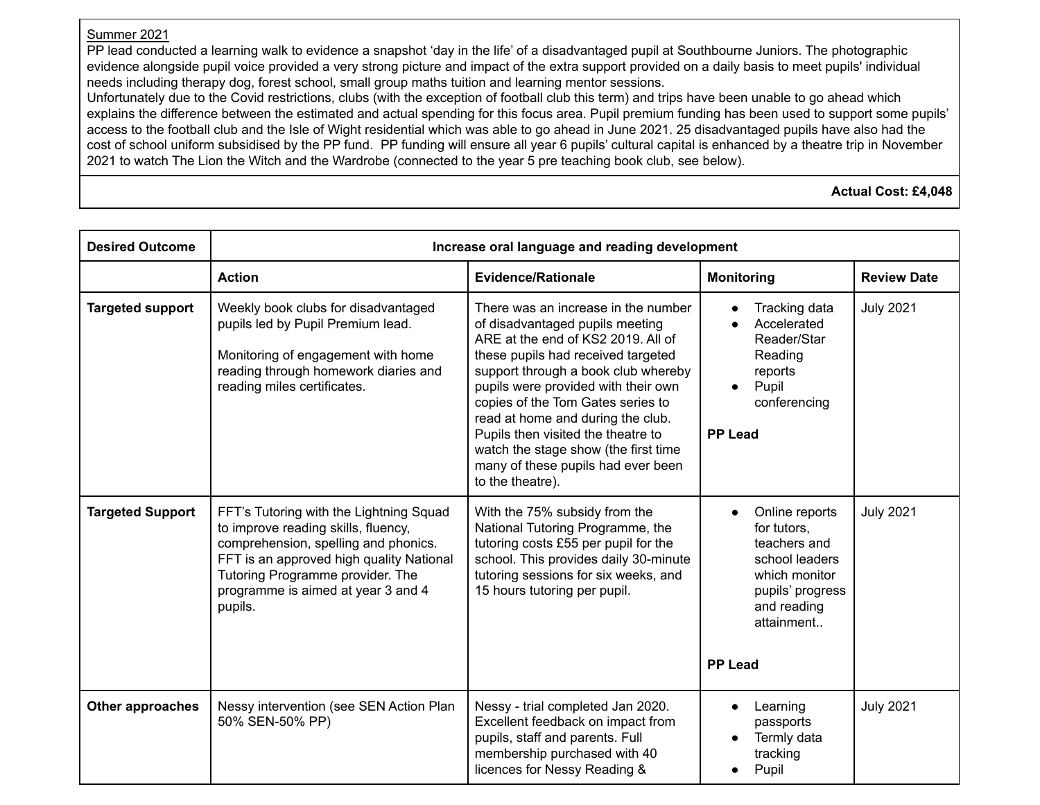Summer 2021

PP lead conducted a learning walk to evidence a snapshot 'day in the life' of a disadvantaged pupil at Southbourne Juniors. The photographic evidence alongside pupil voice provided a very strong picture and impact of the extra support provided on a daily basis to meet pupils' individual needs including therapy dog, forest school, small group maths tuition and learning mentor sessions.

Unfortunately due to the Covid restrictions, clubs (with the exception of football club this term) and trips have been unable to go ahead which explains the difference between the estimated and actual spending for this focus area. Pupil premium funding has been used to support some pupils' access to the football club and the Isle of Wight residential which was able to go ahead in June 2021. 25 disadvantaged pupils have also had the cost of school uniform subsidised by the PP fund. PP funding will ensure all year 6 pupils' cultural capital is enhanced by a theatre trip in November 2021 to watch The Lion the Witch and the Wardrobe (connected to the year 5 pre teaching book club, see below).

**Actual Cost: £4,048**

| **Desired Outcome** | **Increase oral language and reading development** | | | |
|---|---|---|---|---|
| | **Action** | **Evidence/Rationale** | **Monitoring** | **Review Date** |
| **Targeted support** | Weekly book clubs for disadvantaged pupils led by Pupil Premium lead.<br><br>Monitoring of engagement with home reading through homework diaries and reading miles certificates. | There was an increase in the number of disadvantaged pupils meeting ARE at the end of KS2 2019. All of these pupils had received targeted support through a book club whereby pupils were provided with their own copies of the Tom Gates series to read at home and during the club. Pupils then visited the theatre to watch the stage show (the first time many of these pupils had ever been to the theatre). | • Tracking data<br>• Accelerated Reader/Star Reading reports<br>• Pupil conferencing<br><br>**PP Lead** | July 2021 |
| **Targeted Support** | FFT's Tutoring with the Lightning Squad to improve reading skills, fluency, comprehension, spelling and phonics. FFT is an approved high quality National Tutoring Programme provider. The programme is aimed at year 3 and 4 pupils. | With the 75% subsidy from the National Tutoring Programme, the tutoring costs £55 per pupil for the school. This provides daily 30-minute tutoring sessions for six weeks, and 15 hours tutoring per pupil. | • Online reports for tutors, teachers and school leaders which monitor pupils' progress and reading attainment..<br><br>**PP Lead** | July 2021 |
| **Other approaches** | Nessy intervention (see SEN Action Plan 50% SEN-50% PP) | Nessy - trial completed Jan 2020. Excellent feedback on impact from pupils, staff and parents. Full membership purchased with 40 licences for Nessy Reading & | • Learning passports<br>• Termly data tracking<br>• Pupil | July 2021 |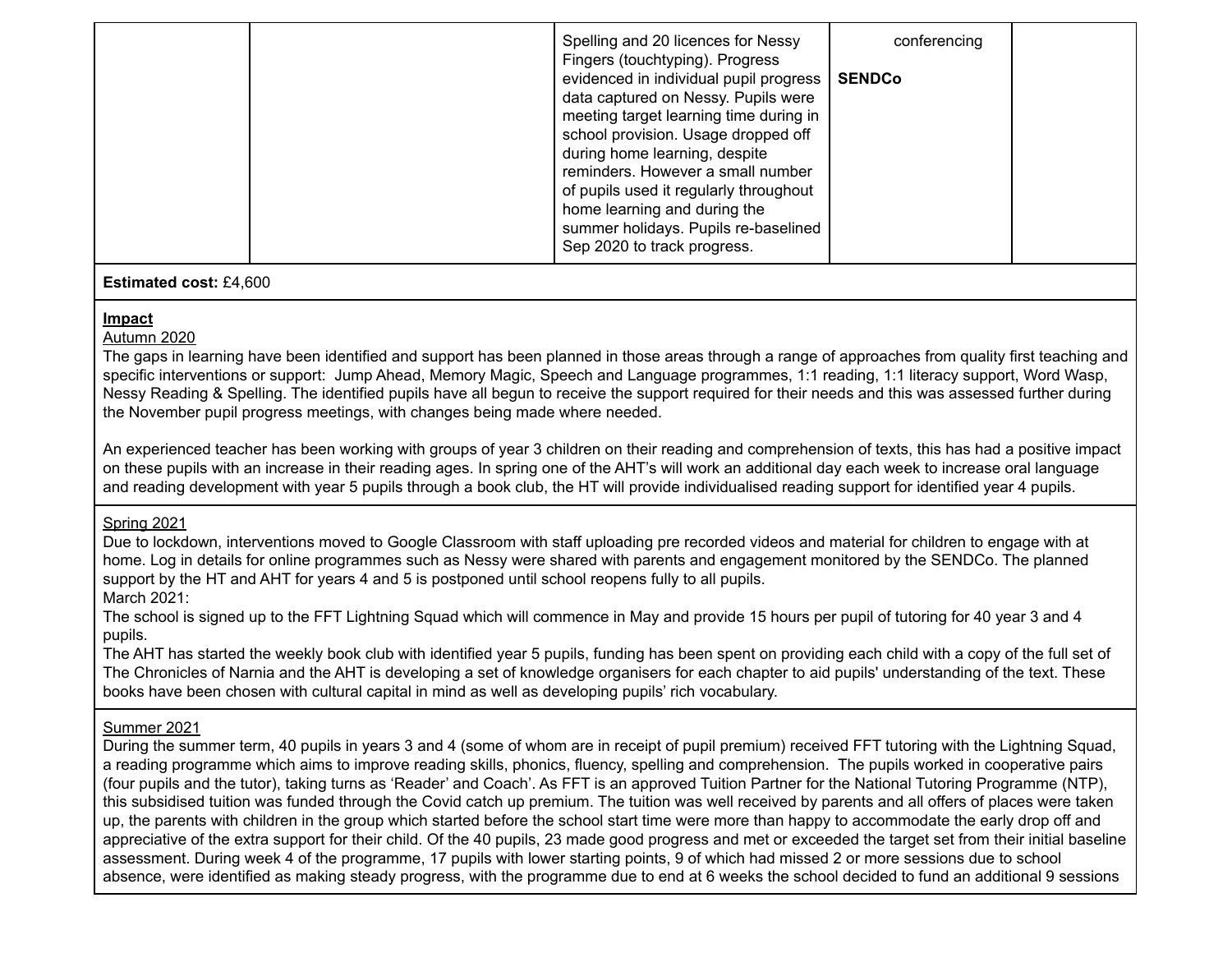| | | | | |
|---|---|---|---|---|
| | | Spelling and 20 licences for Nessy Fingers (touchtyping). Progress evidenced in individual pupil progress data captured on Nessy. Pupils were meeting target learning time during in school provision. Usage dropped off during home learning, despite reminders. However a small number of pupils used it regularly throughout home learning and during the summer holidays. Pupils re-baselined Sep 2020 to track progress. | conferencing<br><br>**SENDCo** | |

**Estimated cost:** £4,600

**Impact**

Autumn 2020

The gaps in learning have been identified and support has been planned in those areas through a range of approaches from quality first teaching and specific interventions or support: Jump Ahead, Memory Magic, Speech and Language programmes, 1:1 reading, 1:1 literacy support, Word Wasp, Nessy Reading & Spelling. The identified pupils have all begun to receive the support required for their needs and this was assessed further during the November pupil progress meetings, with changes being made where needed.

An experienced teacher has been working with groups of year 3 children on their reading and comprehension of texts, this has had a positive impact on these pupils with an increase in their reading ages. In spring one of the AHT's will work an additional day each week to increase oral language and reading development with year 5 pupils through a book club, the HT will provide individualised reading support for identified year 4 pupils.

Spring 2021

Due to lockdown, interventions moved to Google Classroom with staff uploading pre recorded videos and material for children to engage with at home. Log in details for online programmes such as Nessy were shared with parents and engagement monitored by the SENDCo. The planned support by the HT and AHT for years 4 and 5 is postponed until school reopens fully to all pupils.

March 2021:

The school is signed up to the FFT Lightning Squad which will commence in May and provide 15 hours per pupil of tutoring for 40 year 3 and 4 pupils.

The AHT has started the weekly book club with identified year 5 pupils, funding has been spent on providing each child with a copy of the full set of The Chronicles of Narnia and the AHT is developing a set of knowledge organisers for each chapter to aid pupils' understanding of the text. These books have been chosen with cultural capital in mind as well as developing pupils' rich vocabulary.

Summer 2021

During the summer term, 40 pupils in years 3 and 4 (some of whom are in receipt of pupil premium) received FFT tutoring with the Lightning Squad, a reading programme which aims to improve reading skills, phonics, fluency, spelling and comprehension. The pupils worked in cooperative pairs (four pupils and the tutor), taking turns as 'Reader' and Coach'. As FFT is an approved Tuition Partner for the National Tutoring Programme (NTP), this subsidised tuition was funded through the Covid catch up premium. The tuition was well received by parents and all offers of places were taken up, the parents with children in the group which started before the school start time were more than happy to accommodate the early drop off and appreciative of the extra support for their child. Of the 40 pupils, 23 made good progress and met or exceeded the target set from their initial baseline assessment. During week 4 of the programme, 17 pupils with lower starting points, 9 of which had missed 2 or more sessions due to school absence, were identified as making steady progress, with the programme due to end at 6 weeks the school decided to fund an additional 9 sessions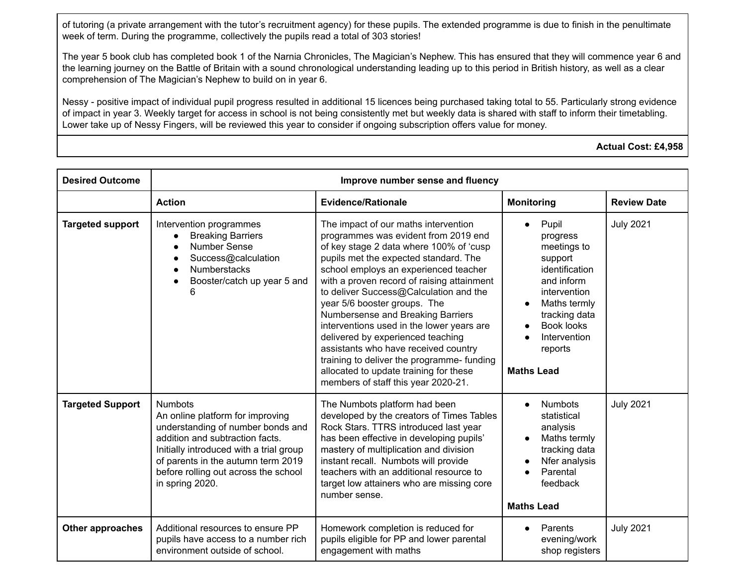| of tutoring (a private arrangement with the tutor's recruitment agency) for these pupils. The extended programme is due to finish in the penultimate week of term. During the programme, collectively the pupils read a total of 303 stories!<br><br>The year 5 book club has completed book 1 of the Narnia Chronicles, The Magician's Nephew. This has ensured that they will commence year 6 and the learning journey on the Battle of Britain with a sound chronological understanding leading up to this period in British history, as well as a clear comprehension of The Magician's Nephew to build on in year 6.<br><br>Nessy - positive impact of individual pupil progress resulted in additional 15 licences being purchased taking total to 55. Particularly strong evidence of impact in year 3. Weekly target for access in school is not being consistently met but weekly data is shared with staff to inform their timetabling. Lower take up of Nessy Fingers, will be reviewed this year to consider if ongoing subscription offers value for money. |
|---|
| **Actual Cost: £4,958** |

| **Desired Outcome** | **Improve number sense and fluency** | | | |
|---|---|---|---|---|
| | **Action** | **Evidence/Rationale** | **Monitoring** | **Review Date** |
| **Targeted support** | Intervention programmes<br>• Breaking Barriers<br>• Number Sense<br>• Success@calculation<br>• Numberstacks<br>• Booster/catch up year 5 and 6 | The impact of our maths intervention programmes was evident from 2019 end of key stage 2 data where 100% of 'cusp pupils met the expected standard. The school employs an experienced teacher with a proven record of raising attainment to deliver Success@Calculation and the year 5/6 booster groups. The Numbersense and Breaking Barriers interventions used in the lower years are delivered by experienced teaching assistants who have received country training to deliver the programme- funding allocated to update training for these members of staff this year 2020-21. | • Pupil progress meetings to support identification and inform intervention<br>• Maths termly tracking data<br>• Book looks<br>• Intervention reports<br><br>**Maths Lead** | July 2021 |
| **Targeted Support** | Numbots<br>An online platform for improving understanding of number bonds and addition and subtraction facts. Initially introduced with a trial group of parents in the autumn term 2019 before rolling out across the school in spring 2020. | The Numbots platform had been developed by the creators of Times Tables Rock Stars. TTRS introduced last year has been effective in developing pupils' mastery of multiplication and division instant recall. Numbots will provide teachers with an additional resource to target low attainers who are missing core number sense. | • Numbots statistical analysis<br>• Maths termly tracking data<br>• Nfer analysis<br>• Parental feedback<br><br>**Maths Lead** | July 2021 |
| **Other approaches** | Additional resources to ensure PP pupils have access to a number rich environment outside of school. | Homework completion is reduced for pupils eligible for PP and lower parental engagement with maths | • Parents evening/work shop registers | July 2021 |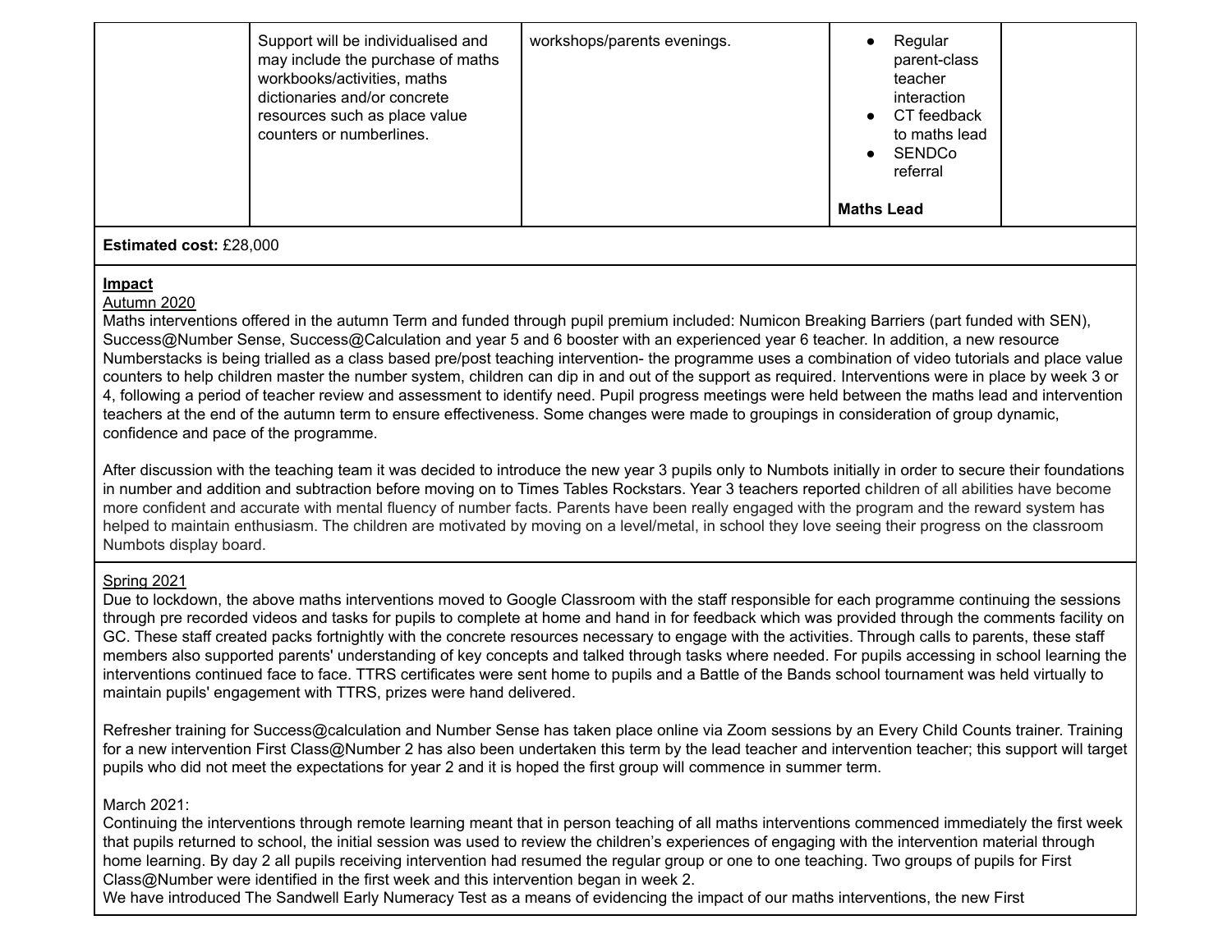| | | | | |
|---|---|---|---|---|
| | Support will be individualised and may include the purchase of maths workbooks/activities, maths dictionaries and/or concrete resources such as place value counters or numberlines. | workshops/parents evenings. | <ul><li>Regular parent-class teacher interaction</li><li>CT feedback to maths lead</li><li>SENDCo referral</li></ul> **Maths Lead** | |

**Estimated cost:** £28,000

**Impact**

Autumn 2020

Maths interventions offered in the autumn Term and funded through pupil premium included: Numicon Breaking Barriers (part funded with SEN), Success@Number Sense, Success@Calculation and year 5 and 6 booster with an experienced year 6 teacher. In addition, a new resource Numberstacks is being trialled as a class based pre/post teaching intervention- the programme uses a combination of video tutorials and place value counters to help children master the number system, children can dip in and out of the support as required. Interventions were in place by week 3 or 4, following a period of teacher review and assessment to identify need. Pupil progress meetings were held between the maths lead and intervention teachers at the end of the autumn term to ensure effectiveness. Some changes were made to groupings in consideration of group dynamic, confidence and pace of the programme.

After discussion with the teaching team it was decided to introduce the new year 3 pupils only to Numbots initially in order to secure their foundations in number and addition and subtraction before moving on to Times Tables Rockstars. Year 3 teachers reported children of all abilities have become more confident and accurate with mental fluency of number facts. Parents have been really engaged with the program and the reward system has helped to maintain enthusiasm. The children are motivated by moving on a level/metal, in school they love seeing their progress on the classroom Numbots display board.

Spring 2021

Due to lockdown, the above maths interventions moved to Google Classroom with the staff responsible for each programme continuing the sessions through pre recorded videos and tasks for pupils to complete at home and hand in for feedback which was provided through the comments facility on GC. These staff created packs fortnightly with the concrete resources necessary to engage with the activities. Through calls to parents, these staff members also supported parents' understanding of key concepts and talked through tasks where needed. For pupils accessing in school learning the interventions continued face to face. TTRS certificates were sent home to pupils and a Battle of the Bands school tournament was held virtually to maintain pupils' engagement with TTRS, prizes were hand delivered.

Refresher training for Success@calculation and Number Sense has taken place online via Zoom sessions by an Every Child Counts trainer. Training for a new intervention First Class@Number 2 has also been undertaken this term by the lead teacher and intervention teacher; this support will target pupils who did not meet the expectations for year 2 and it is hoped the first group will commence in summer term.

March 2021:

Continuing the interventions through remote learning meant that in person teaching of all maths interventions commenced immediately the first week that pupils returned to school, the initial session was used to review the children's experiences of engaging with the intervention material through home learning. By day 2 all pupils receiving intervention had resumed the regular group or one to one teaching. Two groups of pupils for First Class@Number were identified in the first week and this intervention began in week 2.

We have introduced The Sandwell Early Numeracy Test as a means of evidencing the impact of our maths interventions, the new First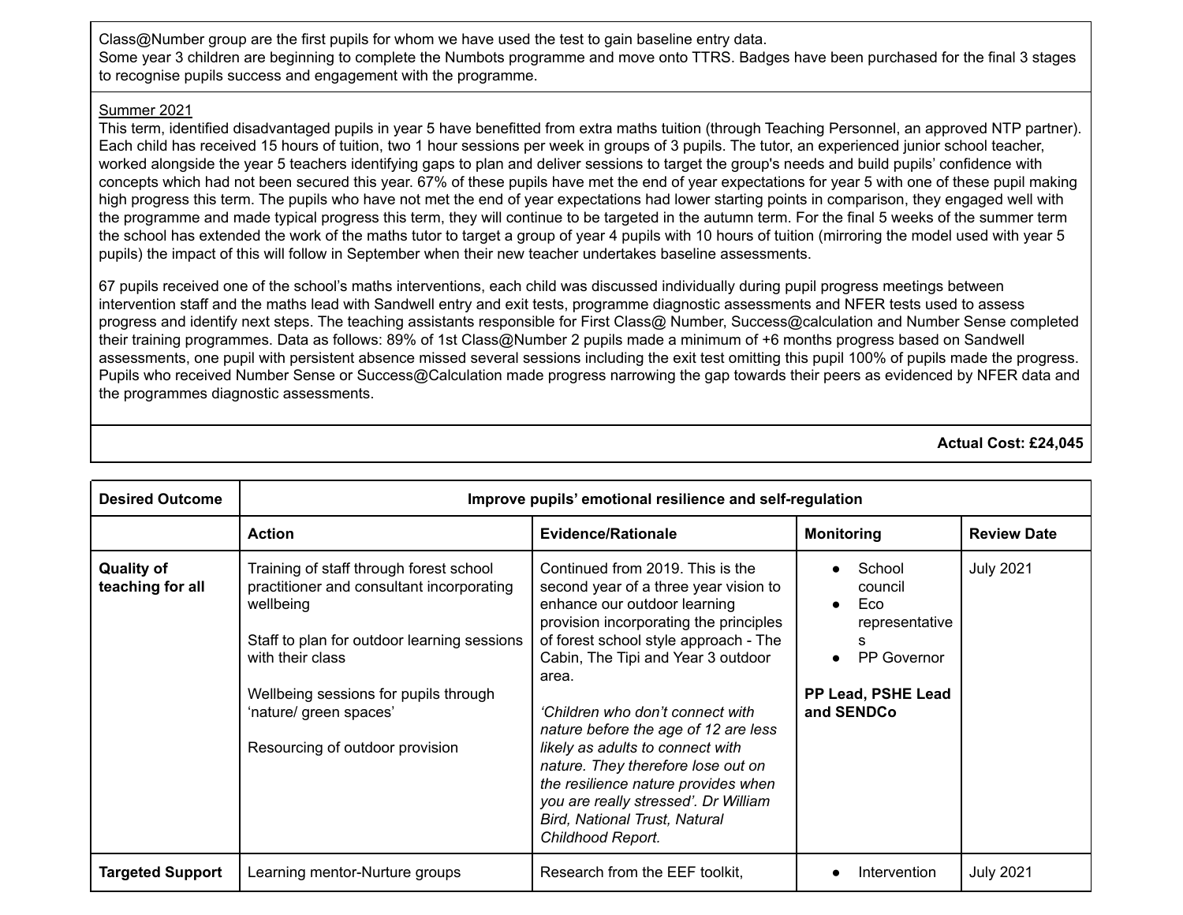Class@Number group are the first pupils for whom we have used the test to gain baseline entry data.
Some year 3 children are beginning to complete the Numbots programme and move onto TTRS. Badges have been purchased for the final 3 stages to recognise pupils success and engagement with the programme.

Summer 2021
This term, identified disadvantaged pupils in year 5 have benefitted from extra maths tuition (through Teaching Personnel, an approved NTP partner). Each child has received 15 hours of tuition, two 1 hour sessions per week in groups of 3 pupils. The tutor, an experienced junior school teacher, worked alongside the year 5 teachers identifying gaps to plan and deliver sessions to target the group's needs and build pupils' confidence with concepts which had not been secured this year. 67% of these pupils have met the end of year expectations for year 5 with one of these pupil making high progress this term. The pupils who have not met the end of year expectations had lower starting points in comparison, they engaged well with the programme and made typical progress this term, they will continue to be targeted in the autumn term. For the final 5 weeks of the summer term the school has extended the work of the maths tutor to target a group of year 4 pupils with 10 hours of tuition (mirroring the model used with year 5 pupils) the impact of this will follow in September when their new teacher undertakes baseline assessments.

67 pupils received one of the school's maths interventions, each child was discussed individually during pupil progress meetings between intervention staff and the maths lead with Sandwell entry and exit tests, programme diagnostic assessments and NFER tests used to assess progress and identify next steps. The teaching assistants responsible for First Class@ Number, Success@calculation and Number Sense completed their training programmes. Data as follows: 89% of 1st Class@Number 2 pupils made a minimum of +6 months progress based on Sandwell assessments, one pupil with persistent absence missed several sessions including the exit test omitting this pupil 100% of pupils made the progress. Pupils who received Number Sense or Success@Calculation made progress narrowing the gap towards their peers as evidenced by NFER data and the programmes diagnostic assessments.

**Actual Cost: £24,045**

| **Desired Outcome** | **Improve pupils' emotional resilience and self-regulation** | | | |
|---|---|---|---|---|
| | **Action** | **Evidence/Rationale** | **Monitoring** | **Review Date** |
| **Quality of teaching for all** | Training of staff through forest school practitioner and consultant incorporating wellbeing<br><br>Staff to plan for outdoor learning sessions with their class<br><br>Wellbeing sessions for pupils through 'nature/ green spaces'<br><br>Resourcing of outdoor provision | Continued from 2019. This is the second year of a three year vision to enhance our outdoor learning provision incorporating the principles of forest school style approach - The Cabin, The Tipi and Year 3 outdoor area.<br><br>*'Children who don't connect with nature before the age of 12 are less likely as adults to connect with nature. They therefore lose out on the resilience nature provides when you are really stressed'. Dr William Bird, National Trust, Natural Childhood Report.* | • School council<br>• Eco representatives<br>• PP Governor<br><br>**PP Lead, PSHE Lead and SENDCo** | July 2021 |
| **Targeted Support** | Learning mentor-Nurture groups | Research from the EEF toolkit, | • Intervention | July 2021 |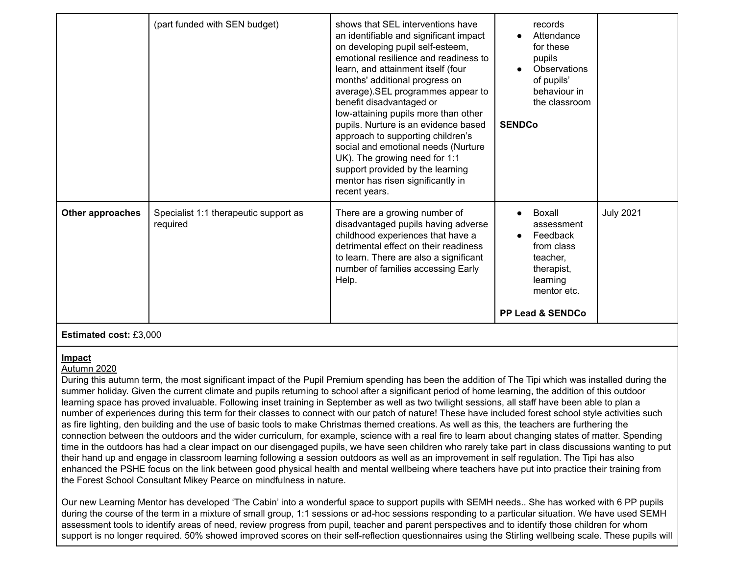| | | | | |
|---|---|---|---|---|
| | (part funded with SEN budget) | shows that SEL interventions have an identifiable and significant impact on developing pupil self-esteem, emotional resilience and readiness to learn, and attainment itself (four months' additional progress on average).SEL programmes appear to benefit disadvantaged or low-attaining pupils more than other pupils. Nurture is an evidence based approach to supporting children's social and emotional needs (Nurture UK). The growing need for 1:1 support provided by the learning mentor has risen significantly in recent years. | records<br>• Attendance for these pupils<br>• Observations of pupils' behaviour in the classroom<br><br>**SENDCo** | |
| **Other approaches** | Specialist 1:1 therapeutic support as required | There are a growing number of disadvantaged pupils having adverse childhood experiences that have a detrimental effect on their readiness to learn. There are also a significant number of families accessing Early Help. | • Boxall assessment<br>• Feedback from class teacher, therapist, learning mentor etc.<br><br>**PP Lead & SENDCo** | July 2021 |
| **Estimated cost:** £3,000 | | | | |

**<u>Impact</u>**

<u>Autumn 2020</u>

During this autumn term, the most significant impact of the Pupil Premium spending has been the addition of The Tipi which was installed during the summer holiday. Given the current climate and pupils returning to school after a significant period of home learning, the addition of this outdoor learning space has proved invaluable. Following inset training in September as well as two twilight sessions, all staff have been able to plan a number of experiences during this term for their classes to connect with our patch of nature! These have included forest school style activities such as fire lighting, den building and the use of basic tools to make Christmas themed creations. As well as this, the teachers are furthering the connection between the outdoors and the wider curriculum, for example, science with a real fire to learn about changing states of matter. Spending time in the outdoors has had a clear impact on our disengaged pupils, we have seen children who rarely take part in class discussions wanting to put their hand up and engage in classroom learning following a session outdoors as well as an improvement in self regulation. The Tipi has also enhanced the PSHE focus on the link between good physical health and mental wellbeing where teachers have put into practice their training from the Forest School Consultant Mikey Pearce on mindfulness in nature.

Our new Learning Mentor has developed 'The Cabin' into a wonderful space to support pupils with SEMH needs.. She has worked with 6 PP pupils during the course of the term in a mixture of small group, 1:1 sessions or ad-hoc sessions responding to a particular situation. We have used SEMH assessment tools to identify areas of need, review progress from pupil, teacher and parent perspectives and to identify those children for whom support is no longer required. 50% showed improved scores on their self-reflection questionnaires using the Stirling wellbeing scale. These pupils will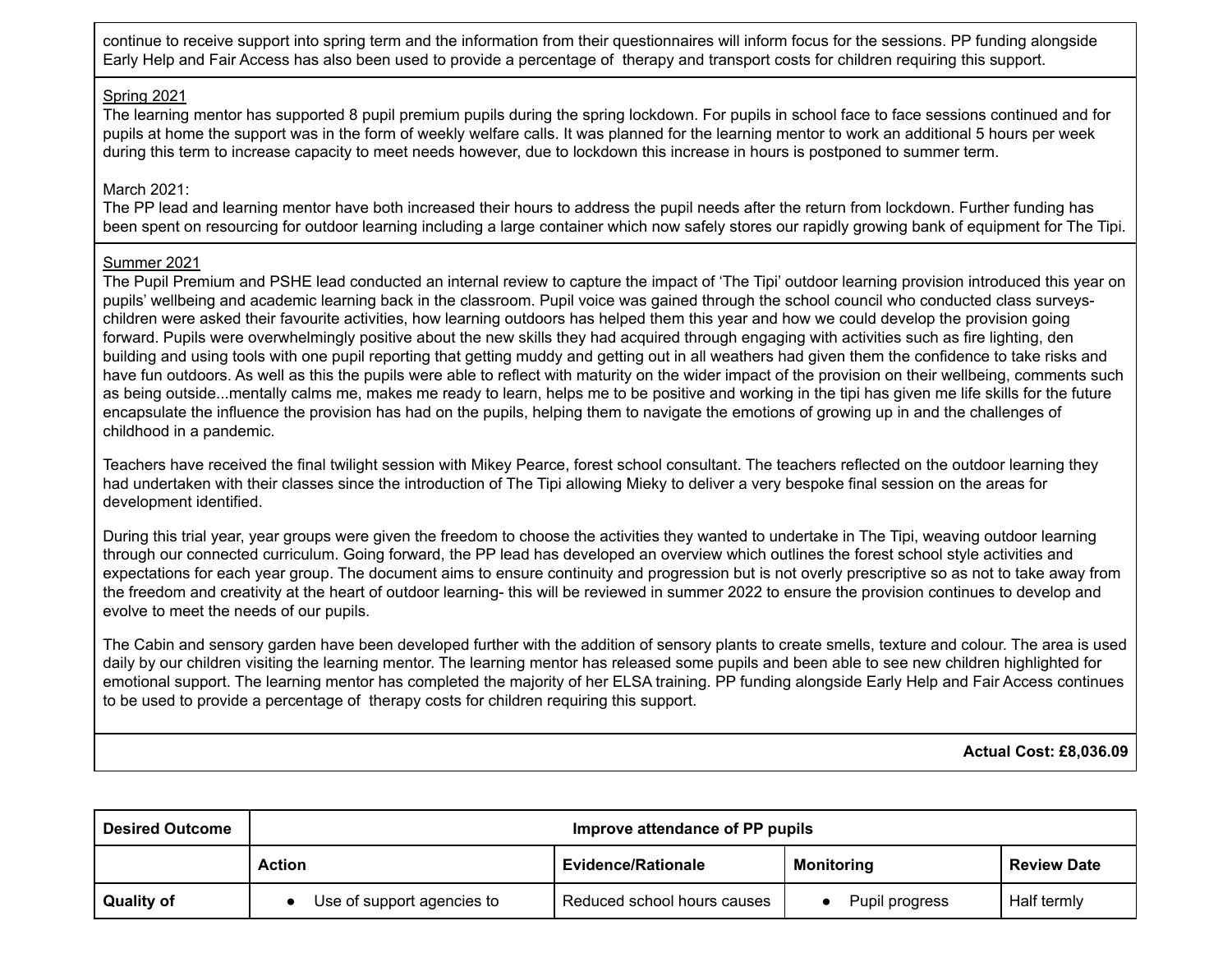continue to receive support into spring term and the information from their questionnaires will inform focus for the sessions. PP funding alongside Early Help and Fair Access has also been used to provide a percentage of therapy and transport costs for children requiring this support.

Spring 2021

The learning mentor has supported 8 pupil premium pupils during the spring lockdown. For pupils in school face to face sessions continued and for pupils at home the support was in the form of weekly welfare calls. It was planned for the learning mentor to work an additional 5 hours per week during this term to increase capacity to meet needs however, due to lockdown this increase in hours is postponed to summer term.

March 2021:

The PP lead and learning mentor have both increased their hours to address the pupil needs after the return from lockdown. Further funding has been spent on resourcing for outdoor learning including a large container which now safely stores our rapidly growing bank of equipment for The Tipi.

Summer 2021

The Pupil Premium and PSHE lead conducted an internal review to capture the impact of 'The Tipi' outdoor learning provision introduced this year on pupils' wellbeing and academic learning back in the classroom. Pupil voice was gained through the school council who conducted class surveys- children were asked their favourite activities, how learning outdoors has helped them this year and how we could develop the provision going forward. Pupils were overwhelmingly positive about the new skills they had acquired through engaging with activities such as fire lighting, den building and using tools with one pupil reporting that getting muddy and getting out in all weathers had given them the confidence to take risks and have fun outdoors. As well as this the pupils were able to reflect with maturity on the wider impact of the provision on their wellbeing, comments such as being outside...mentally calms me, makes me ready to learn, helps me to be positive and working in the tipi has given me life skills for the future encapsulate the influence the provision has had on the pupils, helping them to navigate the emotions of growing up in and the challenges of childhood in a pandemic.

Teachers have received the final twilight session with Mikey Pearce, forest school consultant. The teachers reflected on the outdoor learning they had undertaken with their classes since the introduction of The Tipi allowing Mieky to deliver a very bespoke final session on the areas for development identified.

During this trial year, year groups were given the freedom to choose the activities they wanted to undertake in The Tipi, weaving outdoor learning through our connected curriculum. Going forward, the PP lead has developed an overview which outlines the forest school style activities and expectations for each year group. The document aims to ensure continuity and progression but is not overly prescriptive so as not to take away from the freedom and creativity at the heart of outdoor learning- this will be reviewed in summer 2022 to ensure the provision continues to develop and evolve to meet the needs of our pupils.

The Cabin and sensory garden have been developed further with the addition of sensory plants to create smells, texture and colour. The area is used daily by our children visiting the learning mentor. The learning mentor has released some pupils and been able to see new children highlighted for emotional support. The learning mentor has completed the majority of her ELSA training. PP funding alongside Early Help and Fair Access continues to be used to provide a percentage of therapy costs for children requiring this support.

**Actual Cost: £8,036.09**

| Desired Outcome | Improve attendance of PP pupils | | | |
|---|---|---|---|---|
| | **Action** | **Evidence/Rationale** | **Monitoring** | **Review Date** |
| **Quality of** | • Use of support agencies to | Reduced school hours causes | • Pupil progress | Half termly |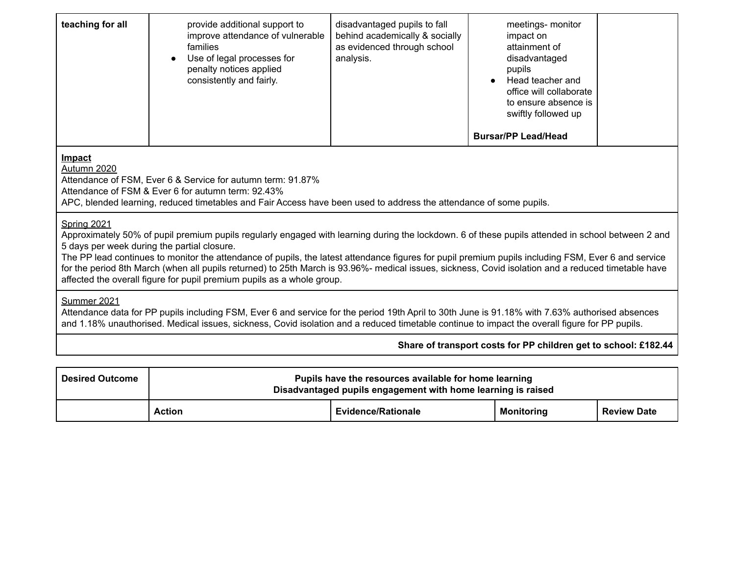| teaching for all | <ul><li>provide additional support to improve attendance of vulnerable families</li><li>Use of legal processes for penalty notices applied consistently and fairly.</li></ul> | disadvantaged pupils to fall behind academically & socially as evidenced through school analysis. | <ul><li>meetings- monitor impact on attainment of disadvantaged pupils</li><li>Head teacher and office will collaborate to ensure absence is swiftly followed up</li></ul> **Bursar/PP Lead/Head** | |
|---|---|---|---|---|

**Impact**

Autumn 2020

Attendance of FSM, Ever 6 & Service for autumn term: 91.87%
Attendance of FSM & Ever 6 for autumn term: 92.43%
APC, blended learning, reduced timetables and Fair Access have been used to address the attendance of some pupils.

Spring 2021

Approximately 50% of pupil premium pupils regularly engaged with learning during the lockdown. 6 of these pupils attended in school between 2 and 5 days per week during the partial closure.
The PP lead continues to monitor the attendance of pupils, the latest attendance figures for pupil premium pupils including FSM, Ever 6 and service for the period 8th March (when all pupils returned) to 25th March is 93.96%- medical issues, sickness, Covid isolation and a reduced timetable have affected the overall figure for pupil premium pupils as a whole group.

Summer 2021

Attendance data for PP pupils including FSM, Ever 6 and service for the period 19th April to 30th June is 91.18% with 7.63% authorised absences and 1.18% unauthorised. Medical issues, sickness, Covid isolation and a reduced timetable continue to impact the overall figure for PP pupils.

**Share of transport costs for PP children get to school: £182.44**

| **Desired Outcome** | **Pupils have the resources available for home learning**<br>**Disadvantaged pupils engagement with home learning is raised** | | | |
|---|---|---|---|---|
| | **Action** | **Evidence/Rationale** | **Monitoring** | **Review Date** |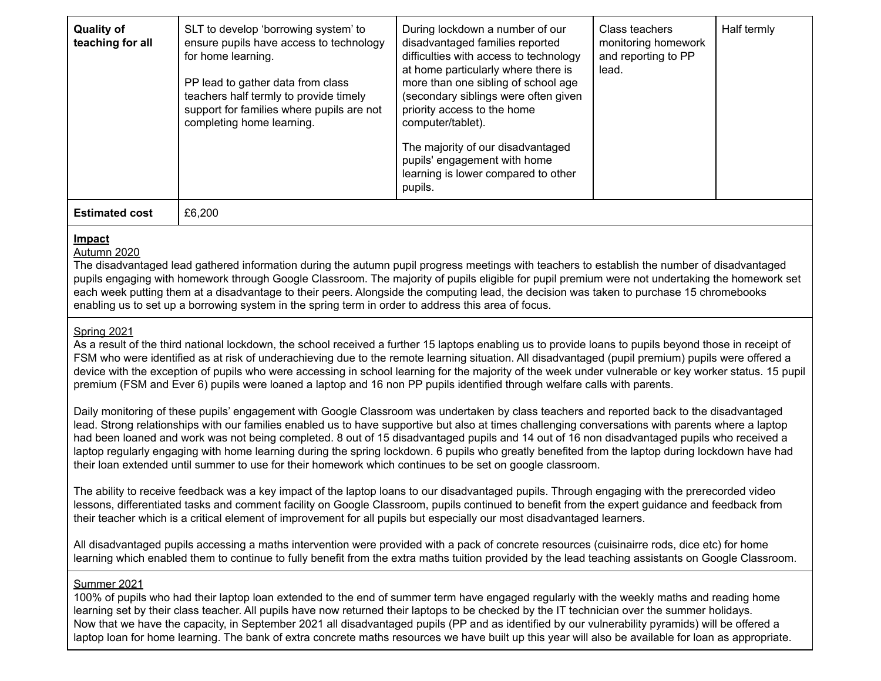| | | | | |
|---|---|---|---|---|
| **Quality of teaching for all** | SLT to develop 'borrowing system' to ensure pupils have access to technology for home learning.<br><br>PP lead to gather data from class teachers half termly to provide timely support for families where pupils are not completing home learning. | During lockdown a number of our disadvantaged families reported difficulties with access to technology at home particularly where there is more than one sibling of school age (secondary siblings were often given priority access to the home computer/tablet).<br><br>The majority of our disadvantaged pupils' engagement with home learning is lower compared to other pupils. | Class teachers monitoring homework and reporting to PP lead. | Half termly |
| **Estimated cost** | £6,200 | | | |

**Impact**

Autumn 2020

The disadvantaged lead gathered information during the autumn pupil progress meetings with teachers to establish the number of disadvantaged pupils engaging with homework through Google Classroom. The majority of pupils eligible for pupil premium were not undertaking the homework set each week putting them at a disadvantage to their peers. Alongside the computing lead, the decision was taken to purchase 15 chromebooks enabling us to set up a borrowing system in the spring term in order to address this area of focus.

Spring 2021

As a result of the third national lockdown, the school received a further 15 laptops enabling us to provide loans to pupils beyond those in receipt of FSM who were identified as at risk of underachieving due to the remote learning situation. All disadvantaged (pupil premium) pupils were offered a device with the exception of pupils who were accessing in school learning for the majority of the week under vulnerable or key worker status. 15 pupil premium (FSM and Ever 6) pupils were loaned a laptop and 16 non PP pupils identified through welfare calls with parents.

Daily monitoring of these pupils' engagement with Google Classroom was undertaken by class teachers and reported back to the disadvantaged lead. Strong relationships with our families enabled us to have supportive but also at times challenging conversations with parents where a laptop had been loaned and work was not being completed. 8 out of 15 disadvantaged pupils and 14 out of 16 non disadvantaged pupils who received a laptop regularly engaging with home learning during the spring lockdown. 6 pupils who greatly benefited from the laptop during lockdown have had their loan extended until summer to use for their homework which continues to be set on google classroom.

The ability to receive feedback was a key impact of the laptop loans to our disadvantaged pupils. Through engaging with the prerecorded video lessons, differentiated tasks and comment facility on Google Classroom, pupils continued to benefit from the expert guidance and feedback from their teacher which is a critical element of improvement for all pupils but especially our most disadvantaged learners.

All disadvantaged pupils accessing a maths intervention were provided with a pack of concrete resources (cuisinairre rods, dice etc) for home learning which enabled them to continue to fully benefit from the extra maths tuition provided by the lead teaching assistants on Google Classroom.

Summer 2021

100% of pupils who had their laptop loan extended to the end of summer term have engaged regularly with the weekly maths and reading home learning set by their class teacher. All pupils have now returned their laptops to be checked by the IT technician over the summer holidays.
Now that we have the capacity, in September 2021 all disadvantaged pupils (PP and as identified by our vulnerability pyramids) will be offered a laptop loan for home learning. The bank of extra concrete maths resources we have built up this year will also be available for loan as appropriate.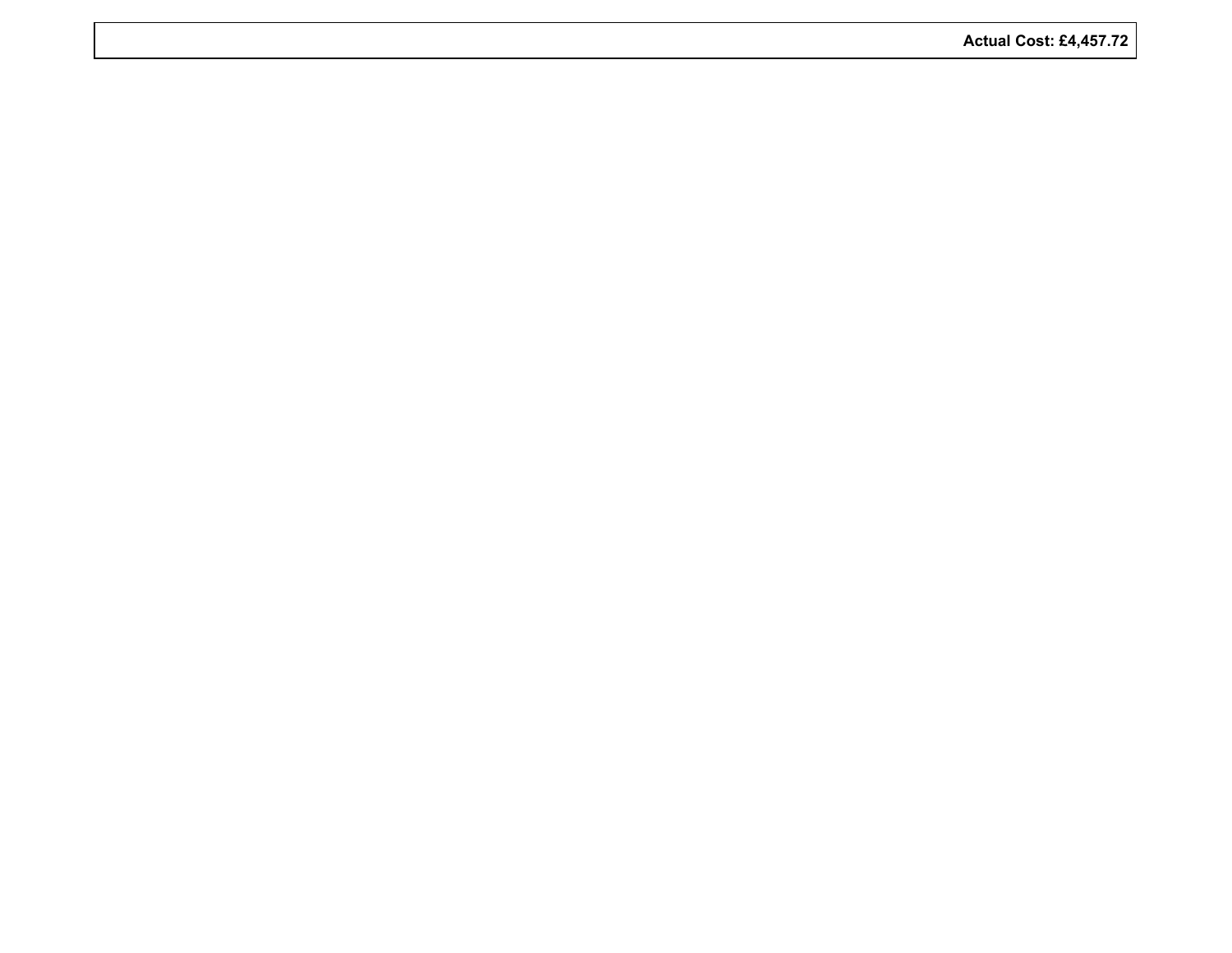**Actual Cost: £4,457.72**